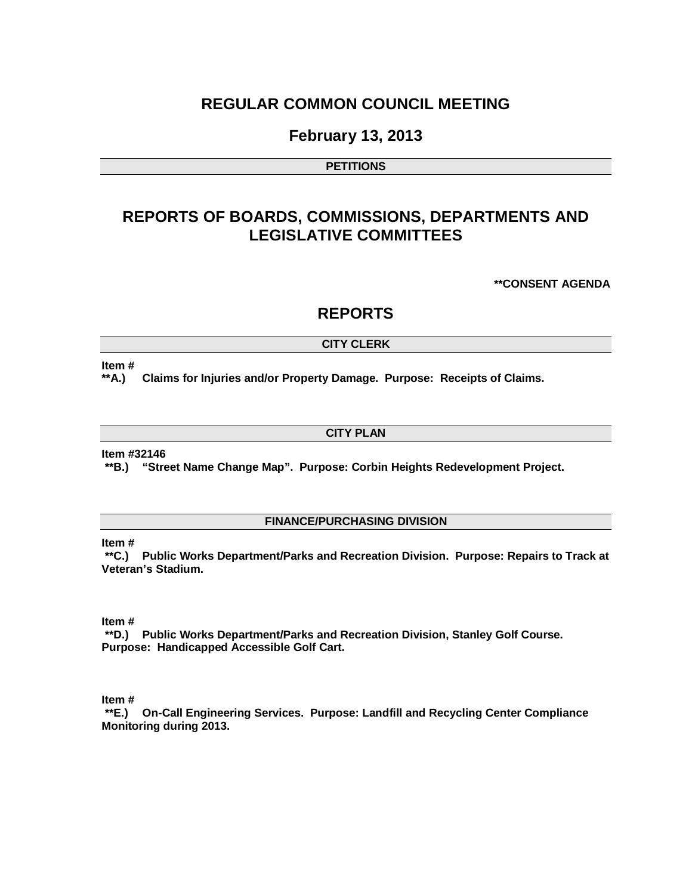# REGULAR COMMON COUNCIL MEETING

## February 13, 2013

### PETITIONS

## REPORTS OF BOARDS, COMMISSIONS, DEPARTMENTS AND LEGISLATIVE COMMITTEES

**\*\*CONSENT AGENDA**

## REPORTS

### CITY CLERK

**Item #**
**\*\*A.) Claims for Injuries and/or Property Damage. Purpose: Receipts of Claims.**

### CITY PLAN

**Item #32146**
**\*\*B.) "Street Name Change Map". Purpose: Corbin Heights Redevelopment Project.**

### FINANCE/PURCHASING DIVISION

**Item #**
**\*\*C.) Public Works Department/Parks and Recreation Division. Purpose: Repairs to Track at Veteran's Stadium.**

**Item #**
**\*\*D.) Public Works Department/Parks and Recreation Division, Stanley Golf Course. Purpose: Handicapped Accessible Golf Cart.**

**Item #**
**\*\*E.) On-Call Engineering Services. Purpose: Landfill and Recycling Center Compliance Monitoring during 2013.**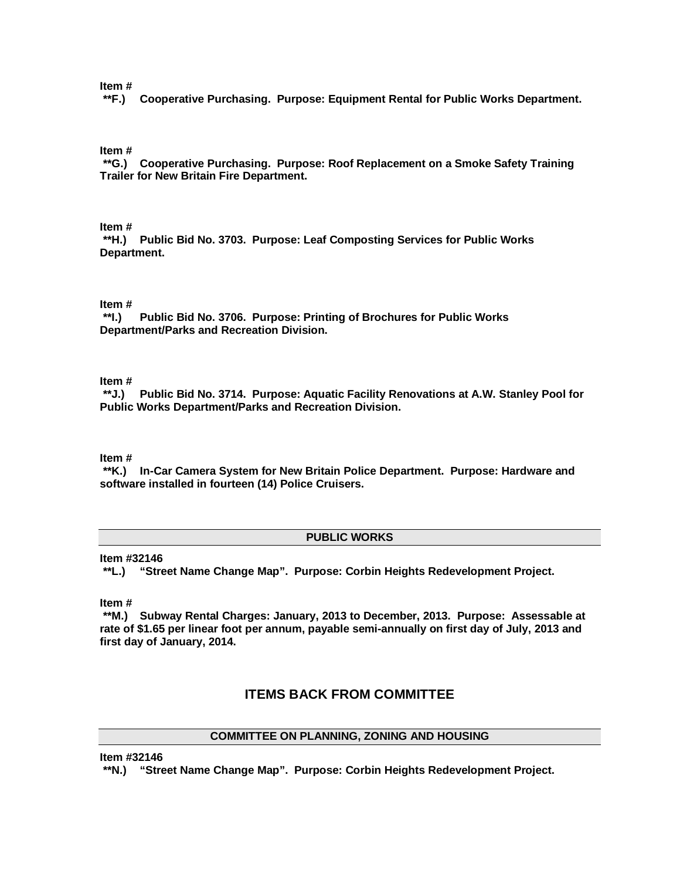**Item #**
**\*\*F.) Cooperative Purchasing. Purpose: Equipment Rental for Public Works Department.**

**Item #**
**\*\*G.) Cooperative Purchasing. Purpose: Roof Replacement on a Smoke Safety Training Trailer for New Britain Fire Department.**

**Item #**
**\*\*H.) Public Bid No. 3703. Purpose: Leaf Composting Services for Public Works Department.**

**Item #**
**\*\*I.) Public Bid No. 3706. Purpose: Printing of Brochures for Public Works Department/Parks and Recreation Division.**

**Item #**
**\*\*J.) Public Bid No. 3714. Purpose: Aquatic Facility Renovations at A.W. Stanley Pool for Public Works Department/Parks and Recreation Division.**

**Item #**
**\*\*K.) In-Car Camera System for New Britain Police Department. Purpose: Hardware and software installed in fourteen (14) Police Cruisers.**

### PUBLIC WORKS

**Item #32146**
**\*\*L.) "Street Name Change Map". Purpose: Corbin Heights Redevelopment Project.**

**Item #**
**\*\*M.) Subway Rental Charges: January, 2013 to December, 2013. Purpose: Assessable at rate of $1.65 per linear foot per annum, payable semi-annually on first day of July, 2013 and first day of January, 2014.**

## ITEMS BACK FROM COMMITTEE

### COMMITTEE ON PLANNING, ZONING AND HOUSING

**Item #32146**
**\*\*N.) "Street Name Change Map". Purpose: Corbin Heights Redevelopment Project.**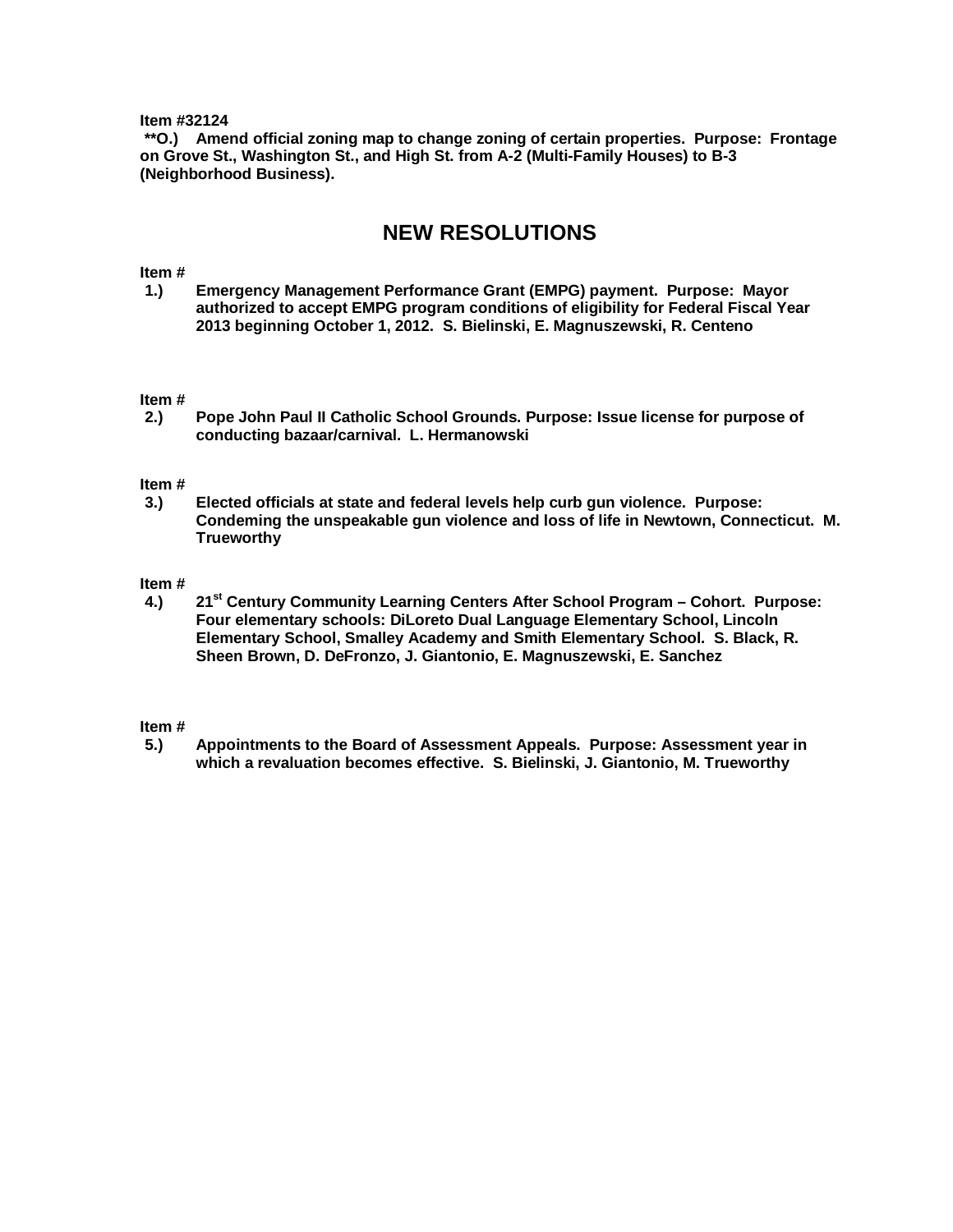**Item #32124**

**\*\*O.) Amend official zoning map to change zoning of certain properties. Purpose: Frontage on Grove St., Washington St., and High St. from A-2 (Multi-Family Houses) to B-3 (Neighborhood Business).**

## NEW RESOLUTIONS

**Item #**

**1.) Emergency Management Performance Grant (EMPG) payment. Purpose: Mayor authorized to accept EMPG program conditions of eligibility for Federal Fiscal Year 2013 beginning October 1, 2012. S. Bielinski, E. Magnuszewski, R. Centeno**

**Item #**

**2.) Pope John Paul II Catholic School Grounds. Purpose: Issue license for purpose of conducting bazaar/carnival. L. Hermanowski**

**Item #**

**3.) Elected officials at state and federal levels help curb gun violence. Purpose: Condeming the unspeakable gun violence and loss of life in Newtown, Connecticut. M. Trueworthy**

**Item #**

**4.) 21st Century Community Learning Centers After School Program – Cohort. Purpose: Four elementary schools: DiLoreto Dual Language Elementary School, Lincoln Elementary School, Smalley Academy and Smith Elementary School. S. Black, R. Sheen Brown, D. DeFronzo, J. Giantonio, E. Magnuszewski, E. Sanchez**

**Item #**

**5.) Appointments to the Board of Assessment Appeals. Purpose: Assessment year in which a revaluation becomes effective. S. Bielinski, J. Giantonio, M. Trueworthy**